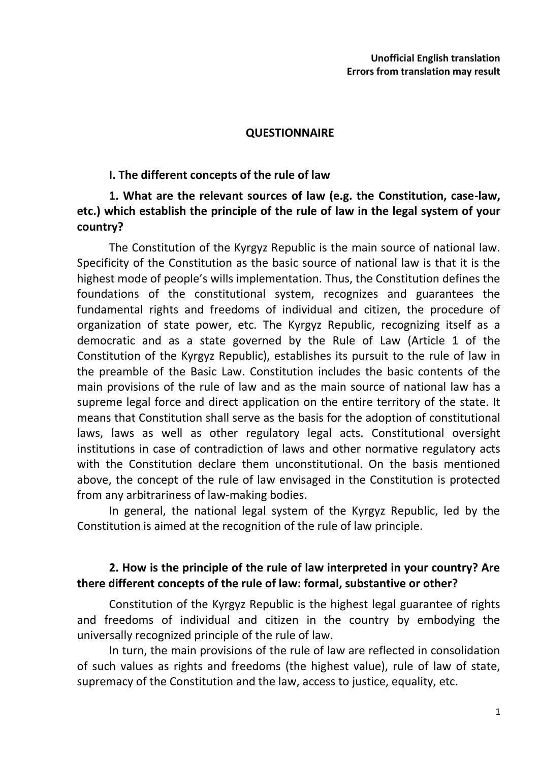**Unofficial English translation**
**Errors from translation may result**

# QUESTIONNAIRE

## I. The different concepts of the rule of law

### 1. What are the relevant sources of law (e.g. the Constitution, case-law, etc.) which establish the principle of the rule of law in the legal system of your country?

The Constitution of the Kyrgyz Republic is the main source of national law. Specificity of the Constitution as the basic source of national law is that it is the highest mode of people's wills implementation. Thus, the Constitution defines the foundations of the constitutional system, recognizes and guarantees the fundamental rights and freedoms of individual and citizen, the procedure of organization of state power, etc. The Kyrgyz Republic, recognizing itself as a democratic and as a state governed by the Rule of Law (Article 1 of the Constitution of the Kyrgyz Republic), establishes its pursuit to the rule of law in the preamble of the Basic Law. Constitution includes the basic contents of the main provisions of the rule of law and as the main source of national law has a supreme legal force and direct application on the entire territory of the state. It means that Constitution shall serve as the basis for the adoption of constitutional laws, laws as well as other regulatory legal acts. Constitutional oversight institutions in case of contradiction of laws and other normative regulatory acts with the Constitution declare them unconstitutional. On the basis mentioned above, the concept of the rule of law envisaged in the Constitution is protected from any arbitrariness of law-making bodies.

In general, the national legal system of the Kyrgyz Republic, led by the Constitution is aimed at the recognition of the rule of law principle.

### 2. How is the principle of the rule of law interpreted in your country? Are there different concepts of the rule of law: formal, substantive or other?

Constitution of the Kyrgyz Republic is the highest legal guarantee of rights and freedoms of individual and citizen in the country by embodying the universally recognized principle of the rule of law.

In turn, the main provisions of the rule of law are reflected in consolidation of such values as rights and freedoms (the highest value), rule of law of state, supremacy of the Constitution and the law, access to justice, equality, etc.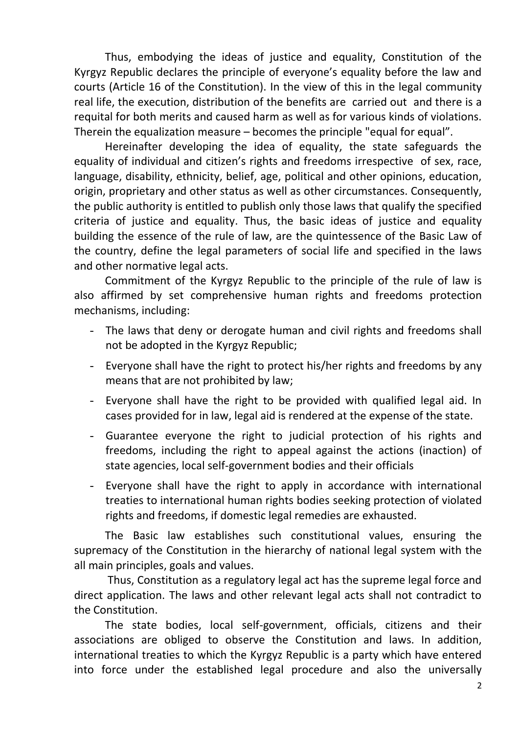Thus, embodying the ideas of justice and equality, Constitution of the Kyrgyz Republic declares the principle of everyone's equality before the law and courts (Article 16 of the Constitution). In the view of this in the legal community real life, the execution, distribution of the benefits are carried out and there is a requital for both merits and caused harm as well as for various kinds of violations. Therein the equalization measure – becomes the principle "equal for equal".

Hereinafter developing the idea of equality, the state safeguards the equality of individual and citizen's rights and freedoms irrespective of sex, race, language, disability, ethnicity, belief, age, political and other opinions, education, origin, proprietary and other status as well as other circumstances. Consequently, the public authority is entitled to publish only those laws that qualify the specified criteria of justice and equality. Thus, the basic ideas of justice and equality building the essence of the rule of law, are the quintessence of the Basic Law of the country, define the legal parameters of social life and specified in the laws and other normative legal acts.

Commitment of the Kyrgyz Republic to the principle of the rule of law is also affirmed by set comprehensive human rights and freedoms protection mechanisms, including:

- The laws that deny or derogate human and civil rights and freedoms shall not be adopted in the Kyrgyz Republic;
- Everyone shall have the right to protect his/her rights and freedoms by any means that are not prohibited by law;
- Everyone shall have the right to be provided with qualified legal aid. In cases provided for in law, legal aid is rendered at the expense of the state.
- Guarantee everyone the right to judicial protection of his rights and freedoms, including the right to appeal against the actions (inaction) of state agencies, local self-government bodies and their officials
- Everyone shall have the right to apply in accordance with international treaties to international human rights bodies seeking protection of violated rights and freedoms, if domestic legal remedies are exhausted.

The Basic law establishes such constitutional values, ensuring the supremacy of the Constitution in the hierarchy of national legal system with the all main principles, goals and values.

Thus, Constitution as a regulatory legal act has the supreme legal force and direct application. The laws and other relevant legal acts shall not contradict to the Constitution.

The state bodies, local self-government, officials, citizens and their associations are obliged to observe the Constitution and laws. In addition, international treaties to which the Kyrgyz Republic is a party which have entered into force under the established legal procedure and also the universally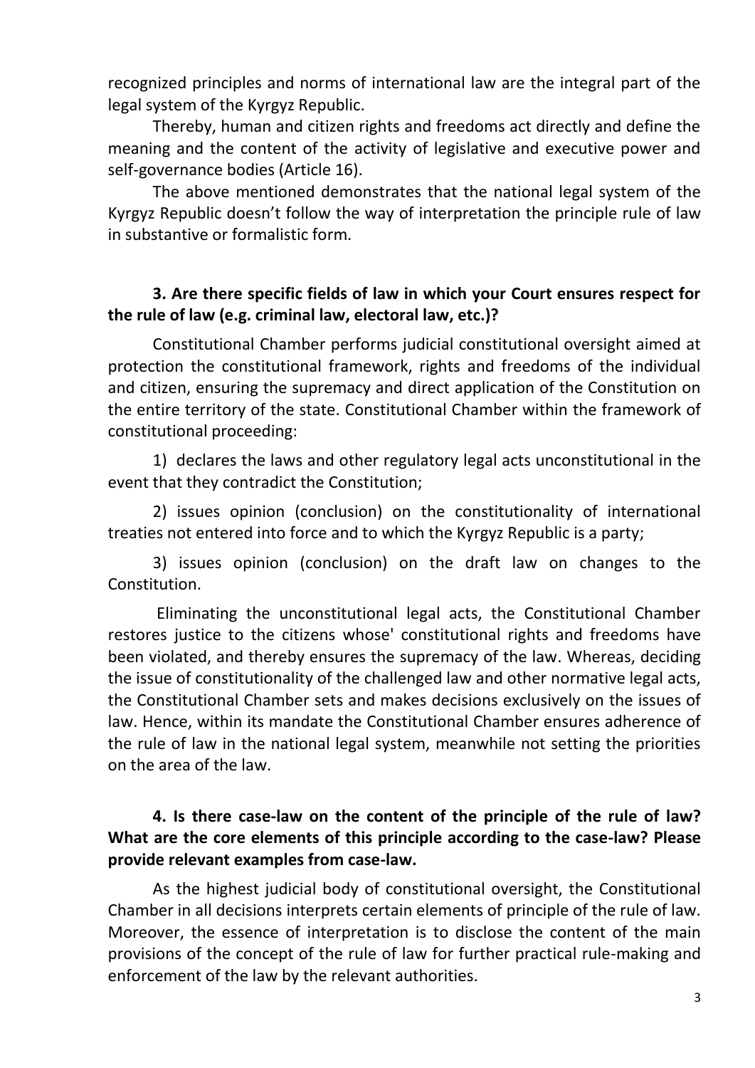recognized principles and norms of international law are the integral part of the legal system of the Kyrgyz Republic.

Thereby, human and citizen rights and freedoms act directly and define the meaning and the content of the activity of legislative and executive power and self-governance bodies (Article 16).

The above mentioned demonstrates that the national legal system of the Kyrgyz Republic doesn't follow the way of interpretation the principle rule of law in substantive or formalistic form.

### 3. Are there specific fields of law in which your Court ensures respect for the rule of law (e.g. criminal law, electoral law, etc.)?

Constitutional Chamber performs judicial constitutional oversight aimed at protection the constitutional framework, rights and freedoms of the individual and citizen, ensuring the supremacy and direct application of the Constitution on the entire territory of the state. Constitutional Chamber within the framework of constitutional proceeding:

1) declares the laws and other regulatory legal acts unconstitutional in the event that they contradict the Constitution;

2) issues opinion (conclusion) on the constitutionality of international treaties not entered into force and to which the Kyrgyz Republic is a party;

3) issues opinion (conclusion) on the draft law on changes to the Constitution.

Eliminating the unconstitutional legal acts, the Constitutional Chamber restores justice to the citizens whose' constitutional rights and freedoms have been violated, and thereby ensures the supremacy of the law. Whereas, deciding the issue of constitutionality of the challenged law and other normative legal acts, the Constitutional Chamber sets and makes decisions exclusively on the issues of law. Hence, within its mandate the Constitutional Chamber ensures adherence of the rule of law in the national legal system, meanwhile not setting the priorities on the area of the law.

### 4. Is there case-law on the content of the principle of the rule of law? What are the core elements of this principle according to the case-law? Please provide relevant examples from case-law.

As the highest judicial body of constitutional oversight, the Constitutional Chamber in all decisions interprets certain elements of principle of the rule of law. Moreover, the essence of interpretation is to disclose the content of the main provisions of the concept of the rule of law for further practical rule-making and enforcement of the law by the relevant authorities.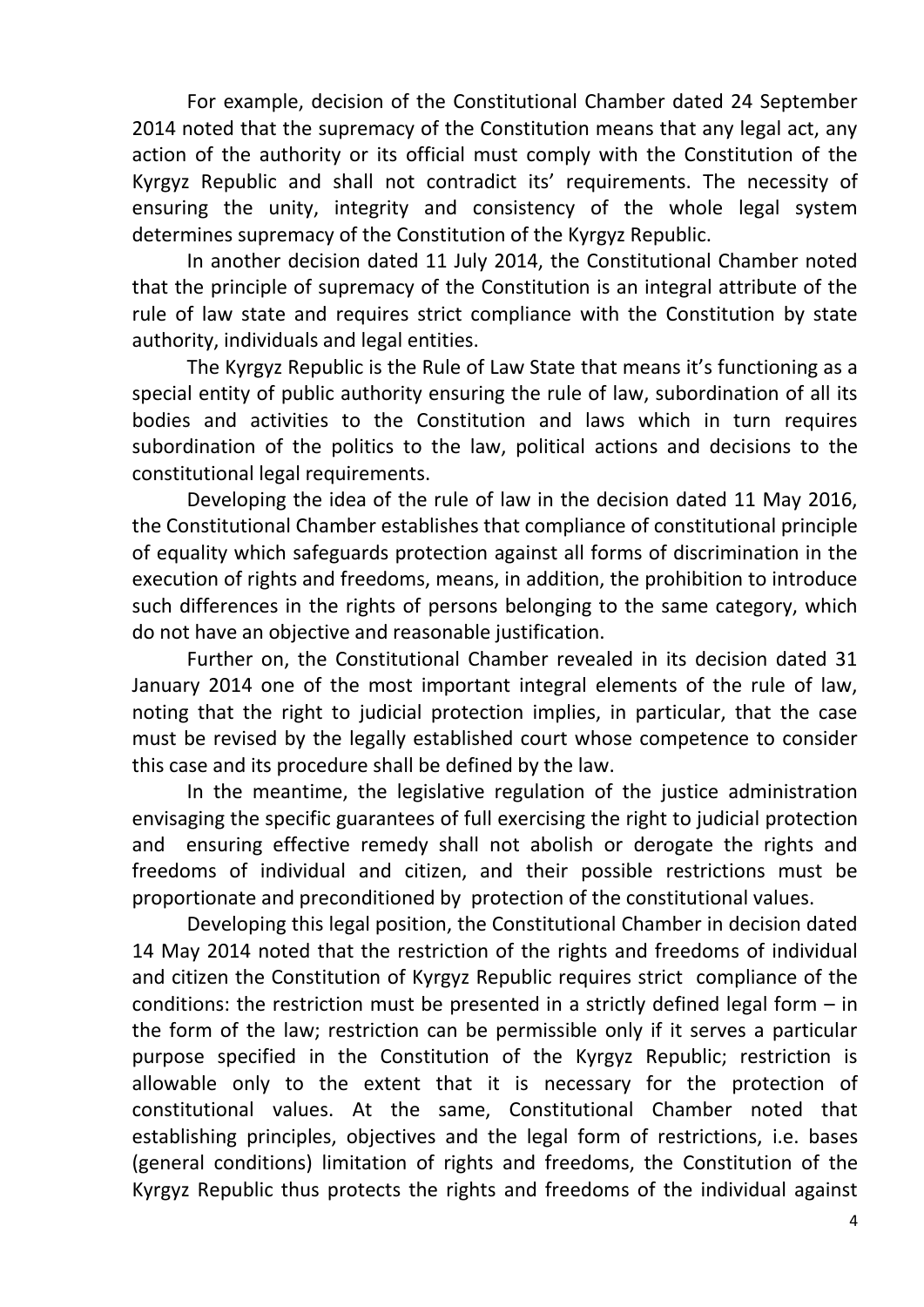For example, decision of the Constitutional Chamber dated 24 September 2014 noted that the supremacy of the Constitution means that any legal act, any action of the authority or its official must comply with the Constitution of the Kyrgyz Republic and shall not contradict its' requirements. The necessity of ensuring the unity, integrity and consistency of the whole legal system determines supremacy of the Constitution of the Kyrgyz Republic.

In another decision dated 11 July 2014, the Constitutional Chamber noted that the principle of supremacy of the Constitution is an integral attribute of the rule of law state and requires strict compliance with the Constitution by state authority, individuals and legal entities.

The Kyrgyz Republic is the Rule of Law State that means it's functioning as a special entity of public authority ensuring the rule of law, subordination of all its bodies and activities to the Constitution and laws which in turn requires subordination of the politics to the law, political actions and decisions to the constitutional legal requirements.

Developing the idea of the rule of law in the decision dated 11 May 2016, the Constitutional Chamber establishes that compliance of constitutional principle of equality which safeguards protection against all forms of discrimination in the execution of rights and freedoms, means, in addition, the prohibition to introduce such differences in the rights of persons belonging to the same category, which do not have an objective and reasonable justification.

Further on, the Constitutional Chamber revealed in its decision dated 31 January 2014 one of the most important integral elements of the rule of law, noting that the right to judicial protection implies, in particular, that the case must be revised by the legally established court whose competence to consider this case and its procedure shall be defined by the law.

In the meantime, the legislative regulation of the justice administration envisaging the specific guarantees of full exercising the right to judicial protection and ensuring effective remedy shall not abolish or derogate the rights and freedoms of individual and citizen, and their possible restrictions must be proportionate and preconditioned by protection of the constitutional values.

Developing this legal position, the Constitutional Chamber in decision dated 14 May 2014 noted that the restriction of the rights and freedoms of individual and citizen the Constitution of Kyrgyz Republic requires strict compliance of the conditions: the restriction must be presented in a strictly defined legal form – in the form of the law; restriction can be permissible only if it serves a particular purpose specified in the Constitution of the Kyrgyz Republic; restriction is allowable only to the extent that it is necessary for the protection of constitutional values. At the same, Constitutional Chamber noted that establishing principles, objectives and the legal form of restrictions, i.e. bases (general conditions) limitation of rights and freedoms, the Constitution of the Kyrgyz Republic thus protects the rights and freedoms of the individual against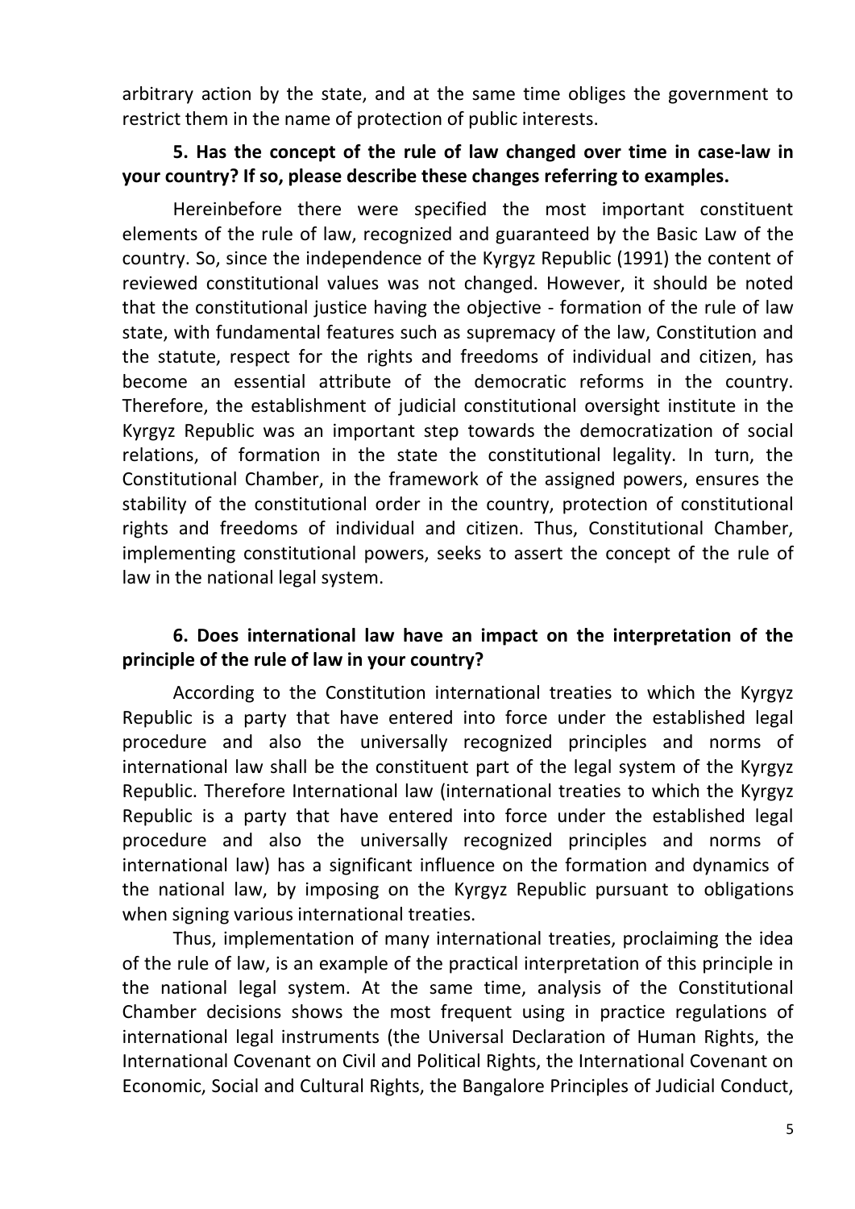arbitrary action by the state, and at the same time obliges the government to restrict them in the name of protection of public interests.

**5. Has the concept of the rule of law changed over time in case-law in your country? If so, please describe these changes referring to examples.**

Hereinbefore there were specified the most important constituent elements of the rule of law, recognized and guaranteed by the Basic Law of the country. So, since the independence of the Kyrgyz Republic (1991) the content of reviewed constitutional values was not changed. However, it should be noted that the constitutional justice having the objective - formation of the rule of law state, with fundamental features such as supremacy of the law, Constitution and the statute, respect for the rights and freedoms of individual and citizen, has become an essential attribute of the democratic reforms in the country. Therefore, the establishment of judicial constitutional oversight institute in the Kyrgyz Republic was an important step towards the democratization of social relations, of formation in the state the constitutional legality. In turn, the Constitutional Chamber, in the framework of the assigned powers, ensures the stability of the constitutional order in the country, protection of constitutional rights and freedoms of individual and citizen. Thus, Constitutional Chamber, implementing constitutional powers, seeks to assert the concept of the rule of law in the national legal system.

**6. Does international law have an impact on the interpretation of the principle of the rule of law in your country?**

According to the Constitution international treaties to which the Kyrgyz Republic is a party that have entered into force under the established legal procedure and also the universally recognized principles and norms of international law shall be the constituent part of the legal system of the Kyrgyz Republic. Therefore International law (international treaties to which the Kyrgyz Republic is a party that have entered into force under the established legal procedure and also the universally recognized principles and norms of international law) has a significant influence on the formation and dynamics of the national law, by imposing on the Kyrgyz Republic pursuant to obligations when signing various international treaties.

Thus, implementation of many international treaties, proclaiming the idea of the rule of law, is an example of the practical interpretation of this principle in the national legal system. At the same time, analysis of the Constitutional Chamber decisions shows the most frequent using in practice regulations of international legal instruments (the Universal Declaration of Human Rights, the International Covenant on Civil and Political Rights, the International Covenant on Economic, Social and Cultural Rights, the Bangalore Principles of Judicial Conduct,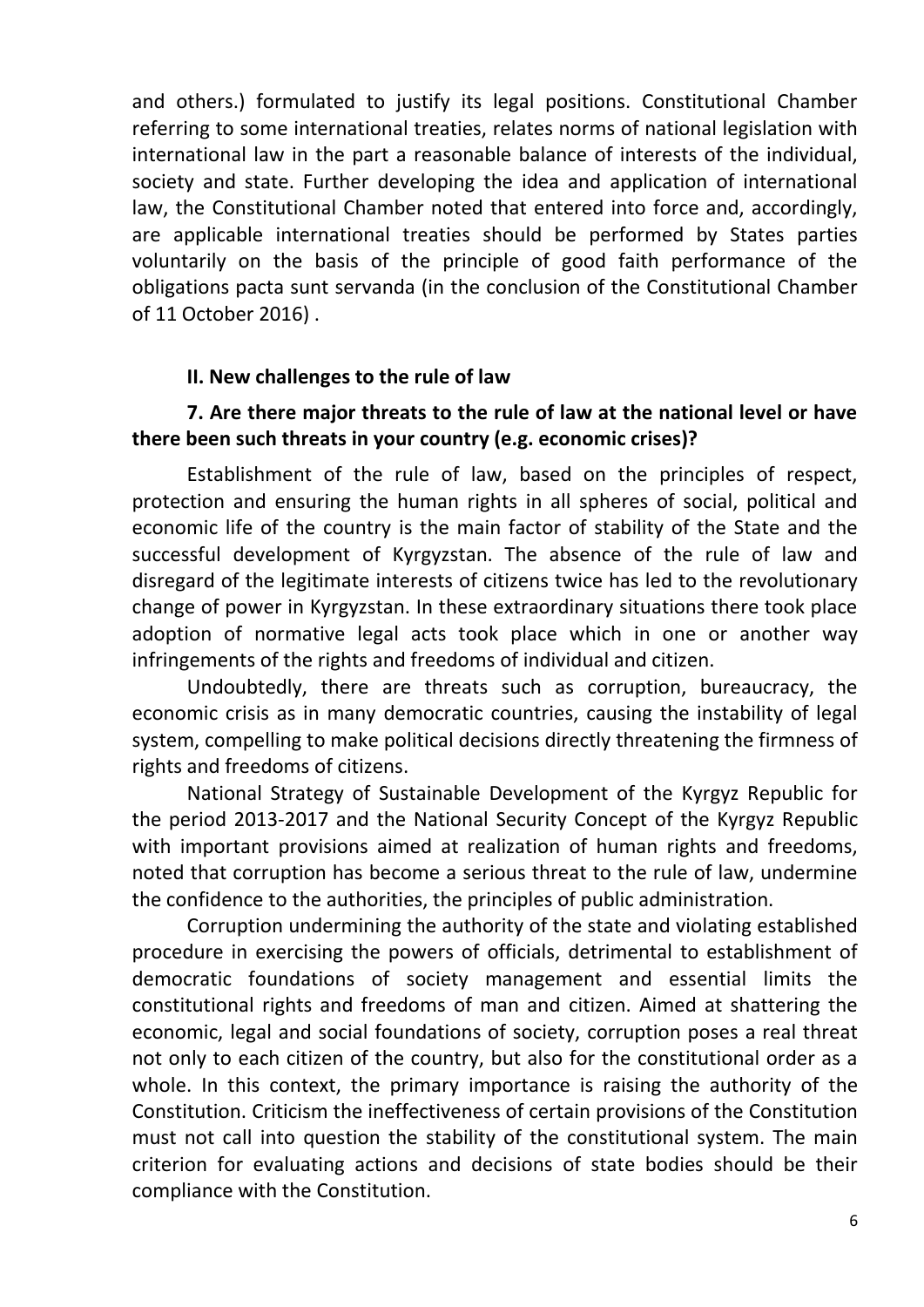and others.) formulated to justify its legal positions. Constitutional Chamber referring to some international treaties, relates norms of national legislation with international law in the part a reasonable balance of interests of the individual, society and state. Further developing the idea and application of international law, the Constitutional Chamber noted that entered into force and, accordingly, are applicable international treaties should be performed by States parties voluntarily on the basis of the principle of good faith performance of the obligations pacta sunt servanda (in the conclusion of the Constitutional Chamber of 11 October 2016) .

## II. New challenges to the rule of law

### 7. Are there major threats to the rule of law at the national level or have there been such threats in your country (e.g. economic crises)?

Establishment of the rule of law, based on the principles of respect, protection and ensuring the human rights in all spheres of social, political and economic life of the country is the main factor of stability of the State and the successful development of Kyrgyzstan. The absence of the rule of law and disregard of the legitimate interests of citizens twice has led to the revolutionary change of power in Kyrgyzstan. In these extraordinary situations there took place adoption of normative legal acts took place which in one or another way infringements of the rights and freedoms of individual and citizen.

Undoubtedly, there are threats such as corruption, bureaucracy, the economic crisis as in many democratic countries, causing the instability of legal system, compelling to make political decisions directly threatening the firmness of rights and freedoms of citizens.

National Strategy of Sustainable Development of the Kyrgyz Republic for the period 2013-2017 and the National Security Concept of the Kyrgyz Republic with important provisions aimed at realization of human rights and freedoms, noted that corruption has become a serious threat to the rule of law, undermine the confidence to the authorities, the principles of public administration.

Corruption undermining the authority of the state and violating established procedure in exercising the powers of officials, detrimental to establishment of democratic foundations of society management and essential limits the constitutional rights and freedoms of man and citizen. Aimed at shattering the economic, legal and social foundations of society, corruption poses a real threat not only to each citizen of the country, but also for the constitutional order as a whole. In this context, the primary importance is raising the authority of the Constitution. Criticism the ineffectiveness of certain provisions of the Constitution must not call into question the stability of the constitutional system. The main criterion for evaluating actions and decisions of state bodies should be their compliance with the Constitution.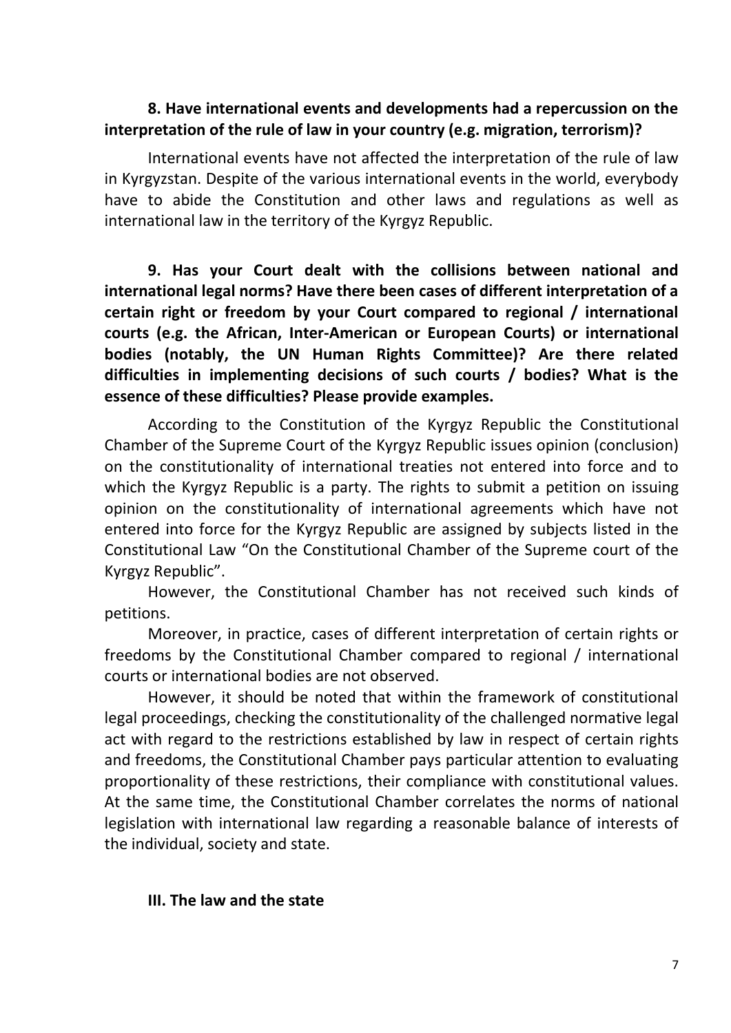**8. Have international events and developments had a repercussion on the interpretation of the rule of law in your country (e.g. migration, terrorism)?**

International events have not affected the interpretation of the rule of law in Kyrgyzstan. Despite of the various international events in the world, everybody have to abide the Constitution and other laws and regulations as well as international law in the territory of the Kyrgyz Republic.

**9. Has your Court dealt with the collisions between national and international legal norms? Have there been cases of different interpretation of a certain right or freedom by your Court compared to regional / international courts (e.g. the African, Inter-American or European Courts) or international bodies (notably, the UN Human Rights Committee)? Are there related difficulties in implementing decisions of such courts / bodies? What is the essence of these difficulties? Please provide examples.**

According to the Constitution of the Kyrgyz Republic the Constitutional Chamber of the Supreme Court of the Kyrgyz Republic issues opinion (conclusion) on the constitutionality of international treaties not entered into force and to which the Kyrgyz Republic is a party. The rights to submit a petition on issuing opinion on the constitutionality of international agreements which have not entered into force for the Kyrgyz Republic are assigned by subjects listed in the Constitutional Law "On the Constitutional Chamber of the Supreme court of the Kyrgyz Republic".

However, the Constitutional Chamber has not received such kinds of petitions.

Moreover, in practice, cases of different interpretation of certain rights or freedoms by the Constitutional Chamber compared to regional / international courts or international bodies are not observed.

However, it should be noted that within the framework of constitutional legal proceedings, checking the constitutionality of the challenged normative legal act with regard to the restrictions established by law in respect of certain rights and freedoms, the Constitutional Chamber pays particular attention to evaluating proportionality of these restrictions, their compliance with constitutional values. At the same time, the Constitutional Chamber correlates the norms of national legislation with international law regarding a reasonable balance of interests of the individual, society and state.

## III. The law and the state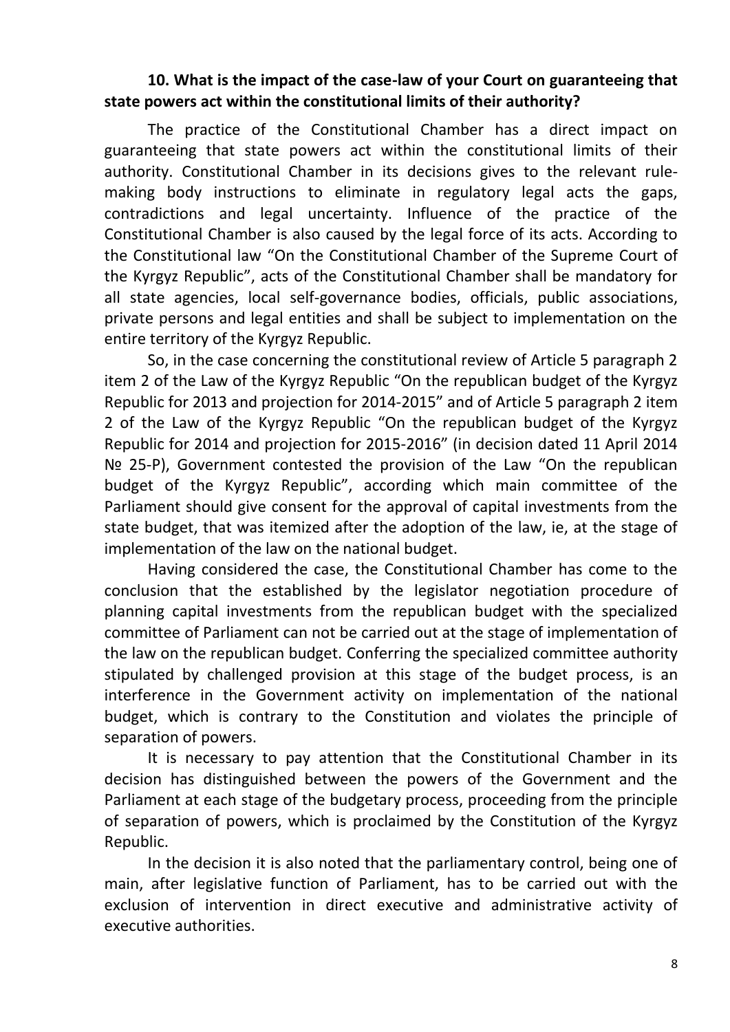**10. What is the impact of the case-law of your Court on guaranteeing that state powers act within the constitutional limits of their authority?**

The practice of the Constitutional Chamber has a direct impact on guaranteeing that state powers act within the constitutional limits of their authority. Constitutional Chamber in its decisions gives to the relevant rule-making body instructions to eliminate in regulatory legal acts the gaps, contradictions and legal uncertainty. Influence of the practice of the Constitutional Chamber is also caused by the legal force of its acts. According to the Constitutional law "On the Constitutional Chamber of the Supreme Court of the Kyrgyz Republic", acts of the Constitutional Chamber shall be mandatory for all state agencies, local self-governance bodies, officials, public associations, private persons and legal entities and shall be subject to implementation on the entire territory of the Kyrgyz Republic.

So, in the case concerning the constitutional review of Article 5 paragraph 2 item 2 of the Law of the Kyrgyz Republic "On the republican budget of the Kyrgyz Republic for 2013 and projection for 2014-2015" and of Article 5 paragraph 2 item 2 of the Law of the Kyrgyz Republic "On the republican budget of the Kyrgyz Republic for 2014 and projection for 2015-2016" (in decision dated 11 April 2014 № 25-P), Government contested the provision of the Law "On the republican budget of the Kyrgyz Republic", according which main committee of the Parliament should give consent for the approval of capital investments from the state budget, that was itemized after the adoption of the law, ie, at the stage of implementation of the law on the national budget.

Having considered the case, the Constitutional Chamber has come to the conclusion that the established by the legislator negotiation procedure of planning capital investments from the republican budget with the specialized committee of Parliament can not be carried out at the stage of implementation of the law on the republican budget. Conferring the specialized committee authority stipulated by challenged provision at this stage of the budget process, is an interference in the Government activity on implementation of the national budget, which is contrary to the Constitution and violates the principle of separation of powers.

It is necessary to pay attention that the Constitutional Chamber in its decision has distinguished between the powers of the Government and the Parliament at each stage of the budgetary process, proceeding from the principle of separation of powers, which is proclaimed by the Constitution of the Kyrgyz Republic.

In the decision it is also noted that the parliamentary control, being one of main, after legislative function of Parliament, has to be carried out with the exclusion of intervention in direct executive and administrative activity of executive authorities.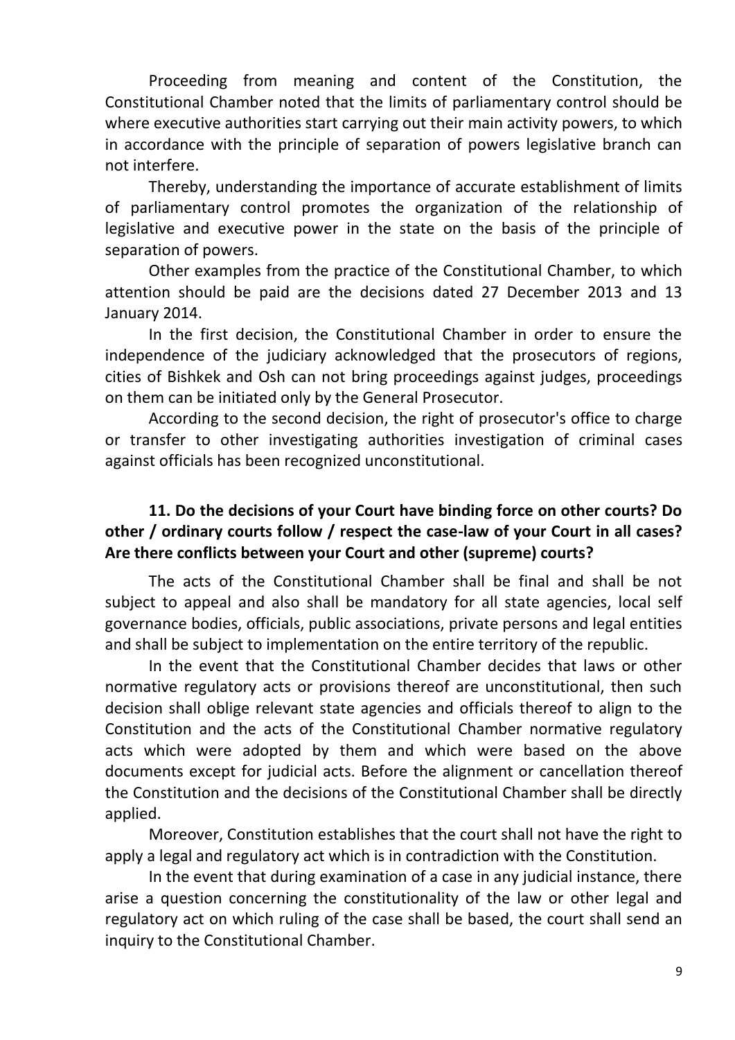Proceeding from meaning and content of the Constitution, the Constitutional Chamber noted that the limits of parliamentary control should be where executive authorities start carrying out their main activity powers, to which in accordance with the principle of separation of powers legislative branch can not interfere.

Thereby, understanding the importance of accurate establishment of limits of parliamentary control promotes the organization of the relationship of legislative and executive power in the state on the basis of the principle of separation of powers.

Other examples from the practice of the Constitutional Chamber, to which attention should be paid are the decisions dated 27 December 2013 and 13 January 2014.

In the first decision, the Constitutional Chamber in order to ensure the independence of the judiciary acknowledged that the prosecutors of regions, cities of Bishkek and Osh can not bring proceedings against judges, proceedings on them can be initiated only by the General Prosecutor.

According to the second decision, the right of prosecutor's office to charge or transfer to other investigating authorities investigation of criminal cases against officials has been recognized unconstitutional.

### 11. Do the decisions of your Court have binding force on other courts? Do other / ordinary courts follow / respect the case-law of your Court in all cases? Are there conflicts between your Court and other (supreme) courts?

The acts of the Constitutional Chamber shall be final and shall be not subject to appeal and also shall be mandatory for all state agencies, local self governance bodies, officials, public associations, private persons and legal entities and shall be subject to implementation on the entire territory of the republic.

In the event that the Constitutional Chamber decides that laws or other normative regulatory acts or provisions thereof are unconstitutional, then such decision shall oblige relevant state agencies and officials thereof to align to the Constitution and the acts of the Constitutional Chamber normative regulatory acts which were adopted by them and which were based on the above documents except for judicial acts. Before the alignment or cancellation thereof the Constitution and the decisions of the Constitutional Chamber shall be directly applied.

Moreover, Constitution establishes that the court shall not have the right to apply a legal and regulatory act which is in contradiction with the Constitution.

In the event that during examination of a case in any judicial instance, there arise a question concerning the constitutionality of the law or other legal and regulatory act on which ruling of the case shall be based, the court shall send an inquiry to the Constitutional Chamber.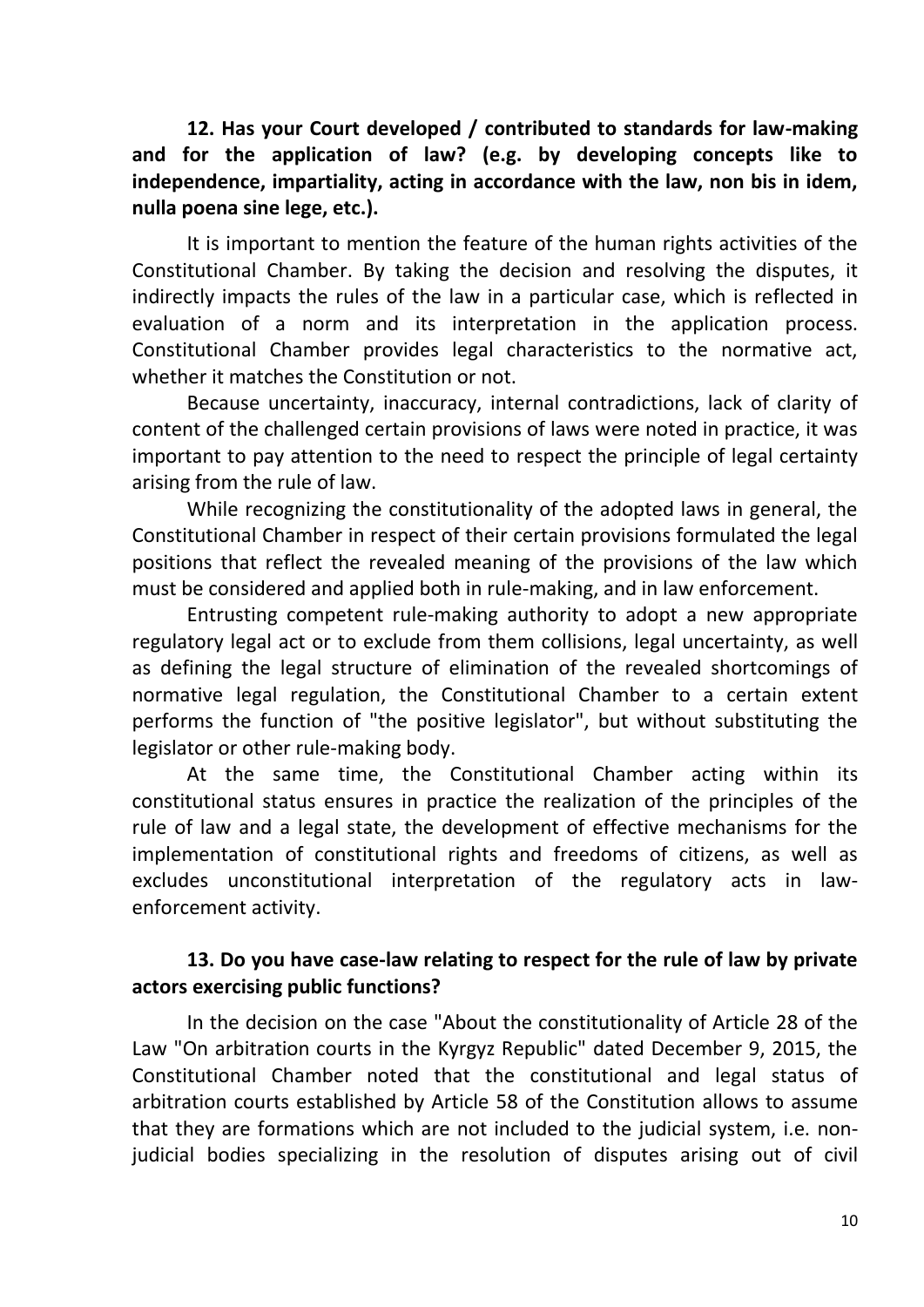**12. Has your Court developed / contributed to standards for law-making and for the application of law? (e.g. by developing concepts like to independence, impartiality, acting in accordance with the law, non bis in idem, nulla poena sine lege, etc.).**

It is important to mention the feature of the human rights activities of the Constitutional Chamber. By taking the decision and resolving the disputes, it indirectly impacts the rules of the law in a particular case, which is reflected in evaluation of a norm and its interpretation in the application process. Constitutional Chamber provides legal characteristics to the normative act, whether it matches the Constitution or not.

Because uncertainty, inaccuracy, internal contradictions, lack of clarity of content of the challenged certain provisions of laws were noted in practice, it was important to pay attention to the need to respect the principle of legal certainty arising from the rule of law.

While recognizing the constitutionality of the adopted laws in general, the Constitutional Chamber in respect of their certain provisions formulated the legal positions that reflect the revealed meaning of the provisions of the law which must be considered and applied both in rule-making, and in law enforcement.

Entrusting competent rule-making authority to adopt a new appropriate regulatory legal act or to exclude from them collisions, legal uncertainty, as well as defining the legal structure of elimination of the revealed shortcomings of normative legal regulation, the Constitutional Chamber to a certain extent performs the function of "the positive legislator", but without substituting the legislator or other rule-making body.

At the same time, the Constitutional Chamber acting within its constitutional status ensures in practice the realization of the principles of the rule of law and a legal state, the development of effective mechanisms for the implementation of constitutional rights and freedoms of citizens, as well as excludes unconstitutional interpretation of the regulatory acts in law-enforcement activity.

**13. Do you have case-law relating to respect for the rule of law by private actors exercising public functions?**

In the decision on the case "About the constitutionality of Article 28 of the Law "On arbitration courts in the Kyrgyz Republic" dated December 9, 2015, the Constitutional Chamber noted that the constitutional and legal status of arbitration courts established by Article 58 of the Constitution allows to assume that they are formations which are not included to the judicial system, i.e. non-judicial bodies specializing in the resolution of disputes arising out of civil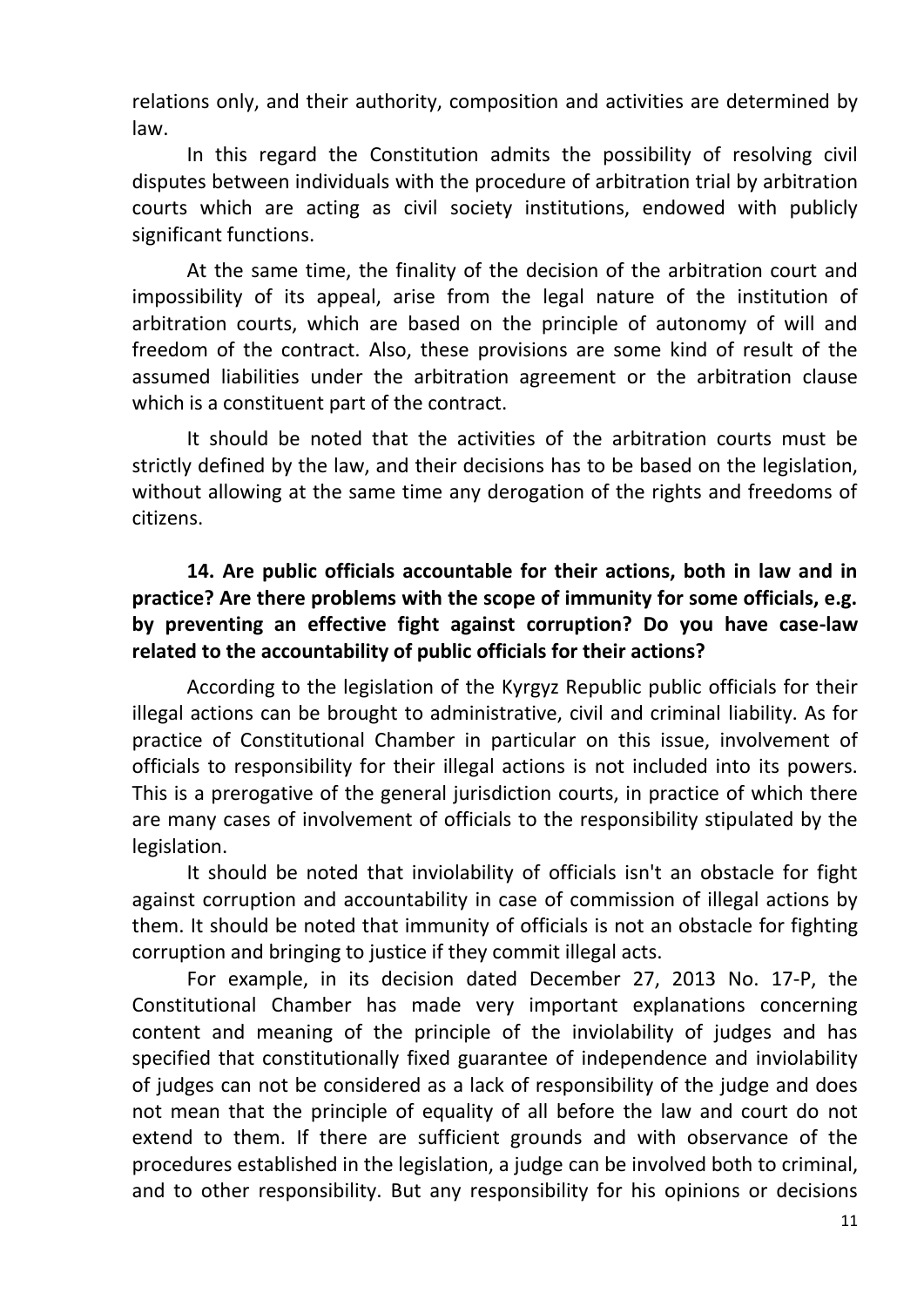relations only, and their authority, composition and activities are determined by law.

In this regard the Constitution admits the possibility of resolving civil disputes between individuals with the procedure of arbitration trial by arbitration courts which are acting as civil society institutions, endowed with publicly significant functions.

At the same time, the finality of the decision of the arbitration court and impossibility of its appeal, arise from the legal nature of the institution of arbitration courts, which are based on the principle of autonomy of will and freedom of the contract. Also, these provisions are some kind of result of the assumed liabilities under the arbitration agreement or the arbitration clause which is a constituent part of the contract.

It should be noted that the activities of the arbitration courts must be strictly defined by the law, and their decisions has to be based on the legislation, without allowing at the same time any derogation of the rights and freedoms of citizens.

**14. Are public officials accountable for their actions, both in law and in practice? Are there problems with the scope of immunity for some officials, e.g. by preventing an effective fight against corruption? Do you have case-law related to the accountability of public officials for their actions?**

According to the legislation of the Kyrgyz Republic public officials for their illegal actions can be brought to administrative, civil and criminal liability. As for practice of Constitutional Chamber in particular on this issue, involvement of officials to responsibility for their illegal actions is not included into its powers. This is a prerogative of the general jurisdiction courts, in practice of which there are many cases of involvement of officials to the responsibility stipulated by the legislation.

It should be noted that inviolability of officials isn't an obstacle for fight against corruption and accountability in case of commission of illegal actions by them. It should be noted that immunity of officials is not an obstacle for fighting corruption and bringing to justice if they commit illegal acts.

For example, in its decision dated December 27, 2013 No. 17-P, the Constitutional Chamber has made very important explanations concerning content and meaning of the principle of the inviolability of judges and has specified that constitutionally fixed guarantee of independence and inviolability of judges can not be considered as a lack of responsibility of the judge and does not mean that the principle of equality of all before the law and court do not extend to them. If there are sufficient grounds and with observance of the procedures established in the legislation, a judge can be involved both to criminal, and to other responsibility. But any responsibility for his opinions or decisions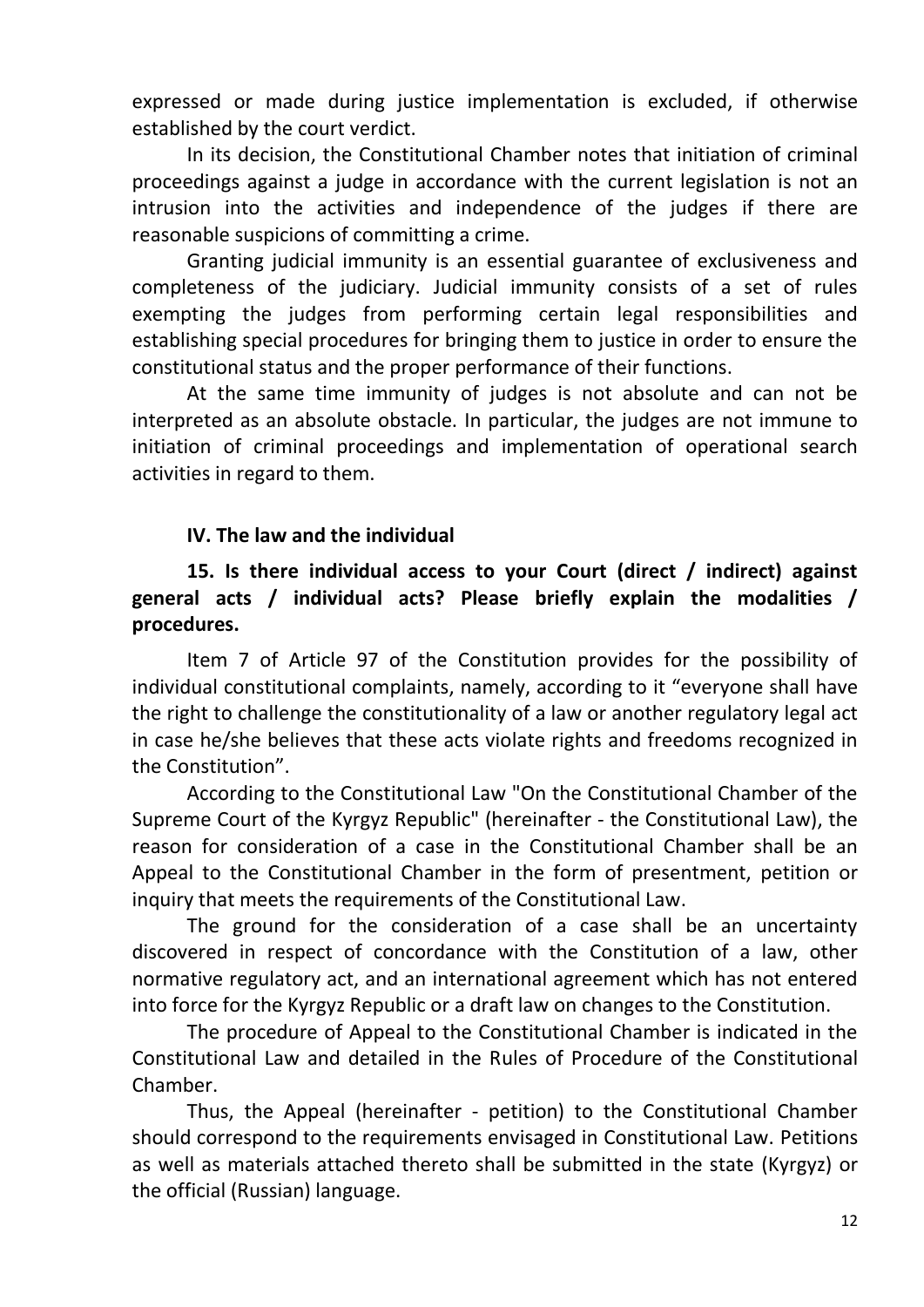expressed or made during justice implementation is excluded, if otherwise established by the court verdict.

In its decision, the Constitutional Chamber notes that initiation of criminal proceedings against a judge in accordance with the current legislation is not an intrusion into the activities and independence of the judges if there are reasonable suspicions of committing a crime.

Granting judicial immunity is an essential guarantee of exclusiveness and completeness of the judiciary. Judicial immunity consists of a set of rules exempting the judges from performing certain legal responsibilities and establishing special procedures for bringing them to justice in order to ensure the constitutional status and the proper performance of their functions.

At the same time immunity of judges is not absolute and can not be interpreted as an absolute obstacle. In particular, the judges are not immune to initiation of criminal proceedings and implementation of operational search activities in regard to them.

## IV. The law and the individual

### 15. Is there individual access to your Court (direct / indirect) against general acts / individual acts? Please briefly explain the modalities / procedures.

Item 7 of Article 97 of the Constitution provides for the possibility of individual constitutional complaints, namely, according to it "everyone shall have the right to challenge the constitutionality of a law or another regulatory legal act in case he/she believes that these acts violate rights and freedoms recognized in the Constitution".

According to the Constitutional Law "On the Constitutional Chamber of the Supreme Court of the Kyrgyz Republic" (hereinafter - the Constitutional Law), the reason for consideration of a case in the Constitutional Chamber shall be an Appeal to the Constitutional Chamber in the form of presentment, petition or inquiry that meets the requirements of the Constitutional Law.

The ground for the consideration of a case shall be an uncertainty discovered in respect of concordance with the Constitution of a law, other normative regulatory act, and an international agreement which has not entered into force for the Kyrgyz Republic or a draft law on changes to the Constitution.

The procedure of Appeal to the Constitutional Chamber is indicated in the Constitutional Law and detailed in the Rules of Procedure of the Constitutional Chamber.

Thus, the Appeal (hereinafter - petition) to the Constitutional Chamber should correspond to the requirements envisaged in Constitutional Law. Petitions as well as materials attached thereto shall be submitted in the state (Kyrgyz) or the official (Russian) language.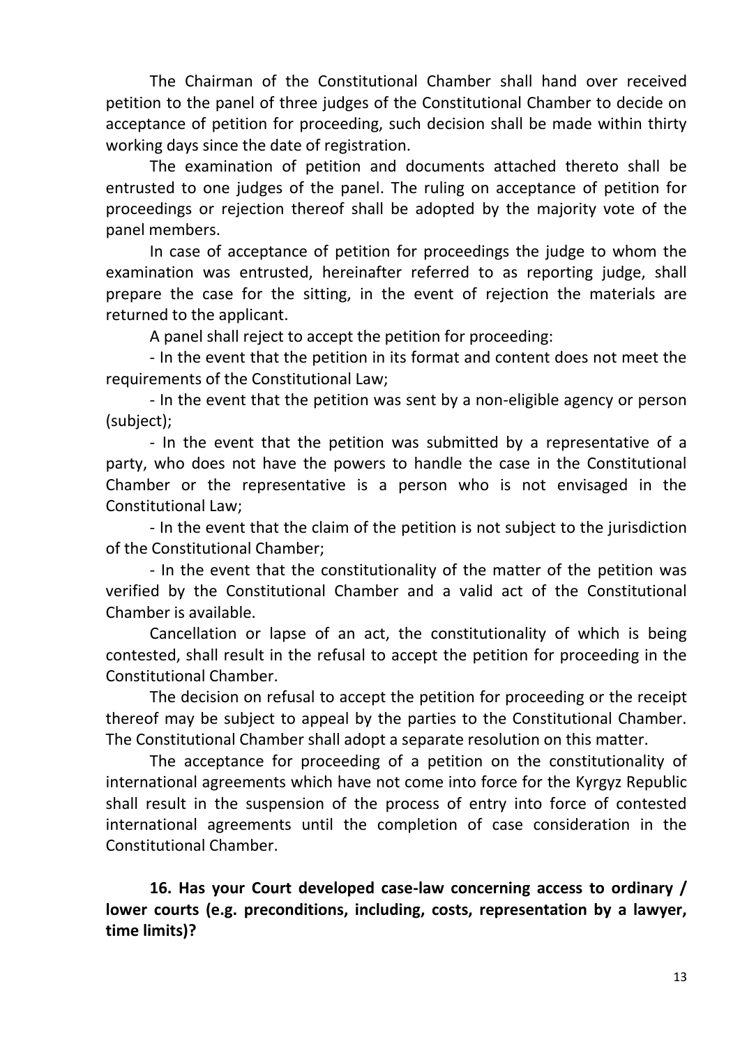The Chairman of the Constitutional Chamber shall hand over received petition to the panel of three judges of the Constitutional Chamber to decide on acceptance of petition for proceeding, such decision shall be made within thirty working days since the date of registration.

The examination of petition and documents attached thereto shall be entrusted to one judges of the panel. The ruling on acceptance of petition for proceedings or rejection thereof shall be adopted by the majority vote of the panel members.

In case of acceptance of petition for proceedings the judge to whom the examination was entrusted, hereinafter referred to as reporting judge, shall prepare the case for the sitting, in the event of rejection the materials are returned to the applicant.

A panel shall reject to accept the petition for proceeding:

- In the event that the petition in its format and content does not meet the requirements of the Constitutional Law;
- In the event that the petition was sent by a non-eligible agency or person (subject);
- In the event that the petition was submitted by a representative of a party, who does not have the powers to handle the case in the Constitutional Chamber or the representative is a person who is not envisaged in the Constitutional Law;
- In the event that the claim of the petition is not subject to the jurisdiction of the Constitutional Chamber;
- In the event that the constitutionality of the matter of the petition was verified by the Constitutional Chamber and a valid act of the Constitutional Chamber is available.

Cancellation or lapse of an act, the constitutionality of which is being contested, shall result in the refusal to accept the petition for proceeding in the Constitutional Chamber.

The decision on refusal to accept the petition for proceeding or the receipt thereof may be subject to appeal by the parties to the Constitutional Chamber. The Constitutional Chamber shall adopt a separate resolution on this matter.

The acceptance for proceeding of a petition on the constitutionality of international agreements which have not come into force for the Kyrgyz Republic shall result in the suspension of the process of entry into force of contested international agreements until the completion of case consideration in the Constitutional Chamber.

**16. Has your Court developed case-law concerning access to ordinary / lower courts (e.g. preconditions, including, costs, representation by a lawyer, time limits)?**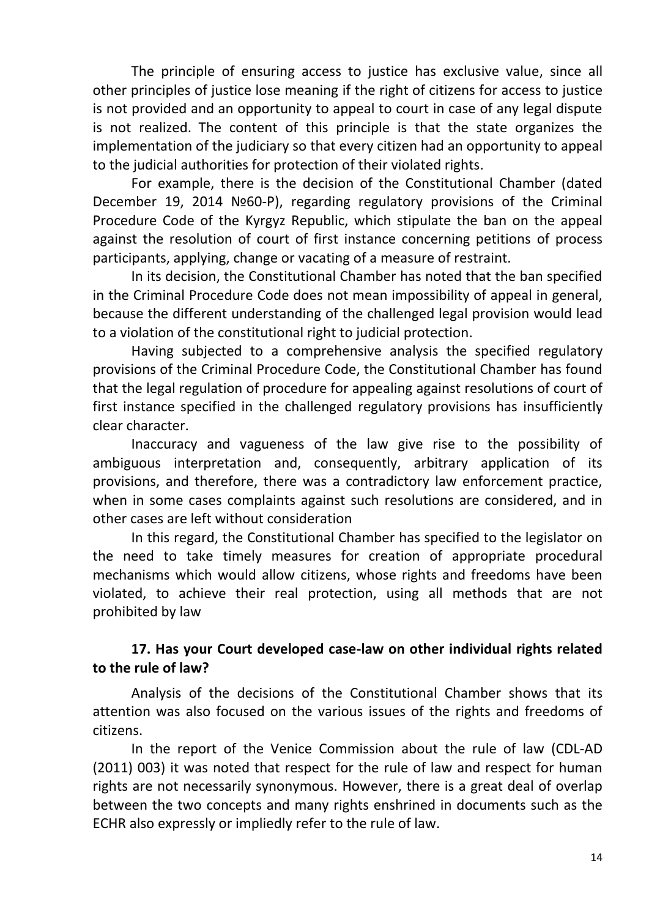The principle of ensuring access to justice has exclusive value, since all other principles of justice lose meaning if the right of citizens for access to justice is not provided and an opportunity to appeal to court in case of any legal dispute is not realized. The content of this principle is that the state organizes the implementation of the judiciary so that every citizen had an opportunity to appeal to the judicial authorities for protection of their violated rights.

For example, there is the decision of the Constitutional Chamber (dated December 19, 2014 №60-P), regarding regulatory provisions of the Criminal Procedure Code of the Kyrgyz Republic, which stipulate the ban on the appeal against the resolution of court of first instance concerning petitions of process participants, applying, change or vacating of a measure of restraint.

In its decision, the Constitutional Chamber has noted that the ban specified in the Criminal Procedure Code does not mean impossibility of appeal in general, because the different understanding of the challenged legal provision would lead to a violation of the constitutional right to judicial protection.

Having subjected to a comprehensive analysis the specified regulatory provisions of the Criminal Procedure Code, the Constitutional Chamber has found that the legal regulation of procedure for appealing against resolutions of court of first instance specified in the challenged regulatory provisions has insufficiently clear character.

Inaccuracy and vagueness of the law give rise to the possibility of ambiguous interpretation and, consequently, arbitrary application of its provisions, and therefore, there was a contradictory law enforcement practice, when in some cases complaints against such resolutions are considered, and in other cases are left without consideration

In this regard, the Constitutional Chamber has specified to the legislator on the need to take timely measures for creation of appropriate procedural mechanisms which would allow citizens, whose rights and freedoms have been violated, to achieve their real protection, using all methods that are not prohibited by law

**17. Has your Court developed case-law on other individual rights related to the rule of law?**

Analysis of the decisions of the Constitutional Chamber shows that its attention was also focused on the various issues of the rights and freedoms of citizens.

In the report of the Venice Commission about the rule of law (CDL-AD (2011) 003) it was noted that respect for the rule of law and respect for human rights are not necessarily synonymous. However, there is a great deal of overlap between the two concepts and many rights enshrined in documents such as the ECHR also expressly or impliedly refer to the rule of law.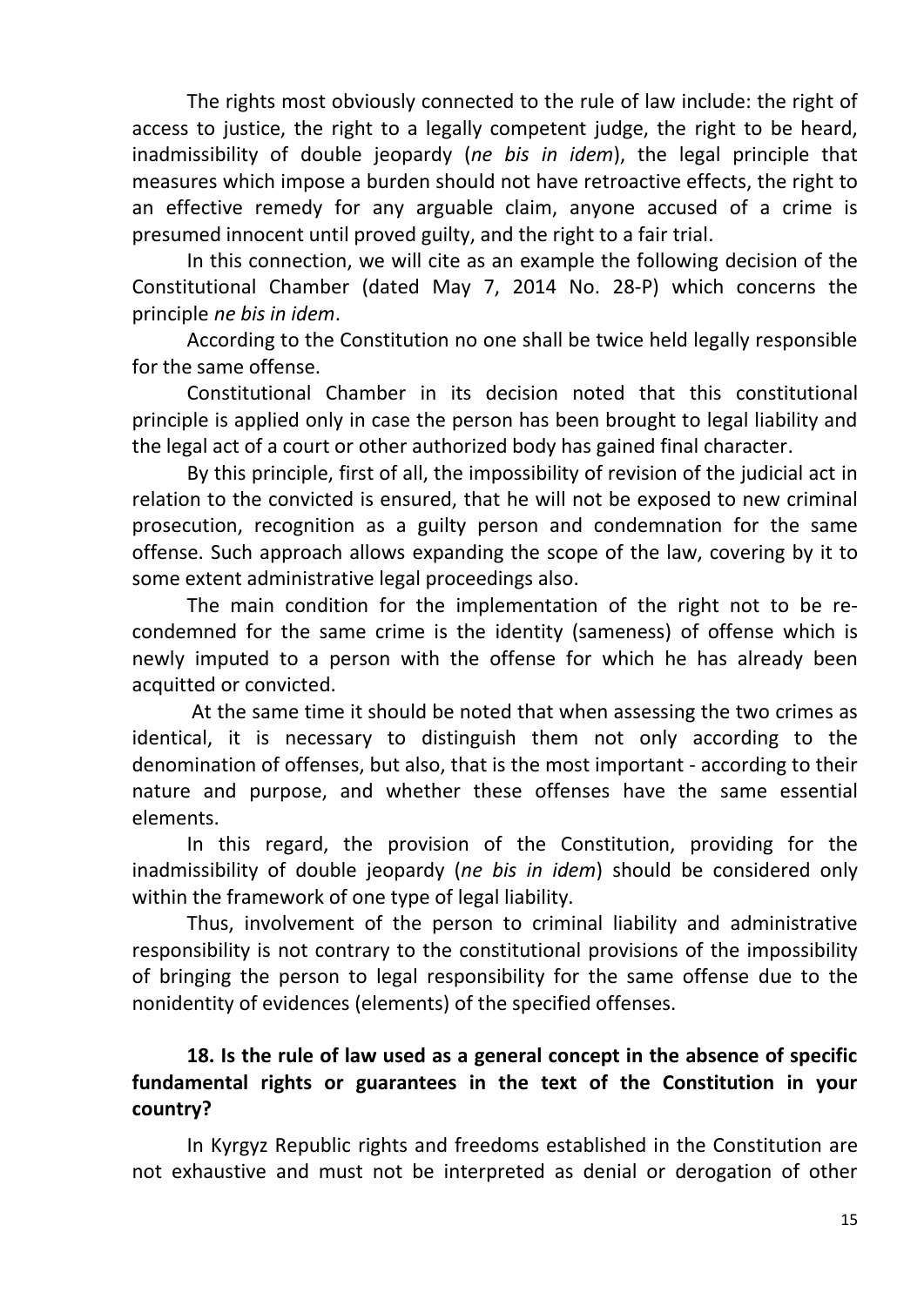The rights most obviously connected to the rule of law include: the right of access to justice, the right to a legally competent judge, the right to be heard, inadmissibility of double jeopardy (*ne bis in idem*), the legal principle that measures which impose a burden should not have retroactive effects, the right to an effective remedy for any arguable claim, anyone accused of a crime is presumed innocent until proved guilty, and the right to a fair trial.

In this connection, we will cite as an example the following decision of the Constitutional Chamber (dated May 7, 2014 No. 28-P) which concerns the principle *ne bis in idem*.

According to the Constitution no one shall be twice held legally responsible for the same offense.

Constitutional Chamber in its decision noted that this constitutional principle is applied only in case the person has been brought to legal liability and the legal act of a court or other authorized body has gained final character.

By this principle, first of all, the impossibility of revision of the judicial act in relation to the convicted is ensured, that he will not be exposed to new criminal prosecution, recognition as a guilty person and condemnation for the same offense. Such approach allows expanding the scope of the law, covering by it to some extent administrative legal proceedings also.

The main condition for the implementation of the right not to be re-condemned for the same crime is the identity (sameness) of offense which is newly imputed to a person with the offense for which he has already been acquitted or convicted.

At the same time it should be noted that when assessing the two crimes as identical, it is necessary to distinguish them not only according to the denomination of offenses, but also, that is the most important - according to their nature and purpose, and whether these offenses have the same essential elements.

In this regard, the provision of the Constitution, providing for the inadmissibility of double jeopardy (*ne bis in idem*) should be considered only within the framework of one type of legal liability.

Thus, involvement of the person to criminal liability and administrative responsibility is not contrary to the constitutional provisions of the impossibility of bringing the person to legal responsibility for the same offense due to the nonidentity of evidences (elements) of the specified offenses.

## 18. Is the rule of law used as a general concept in the absence of specific fundamental rights or guarantees in the text of the Constitution in your country?

In Kyrgyz Republic rights and freedoms established in the Constitution are not exhaustive and must not be interpreted as denial or derogation of other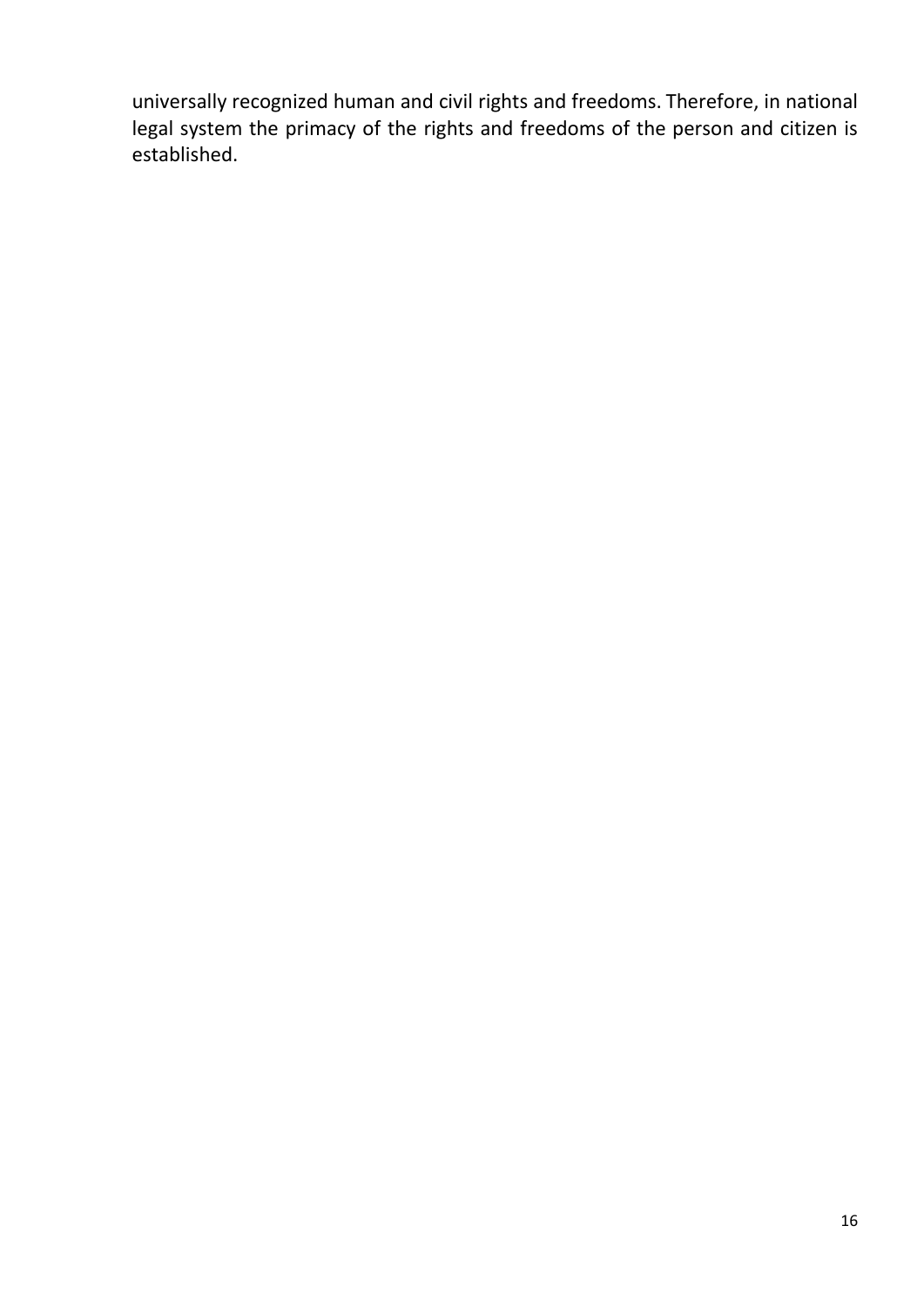universally recognized human and civil rights and freedoms. Therefore, in national legal system the primacy of the rights and freedoms of the person and citizen is established.